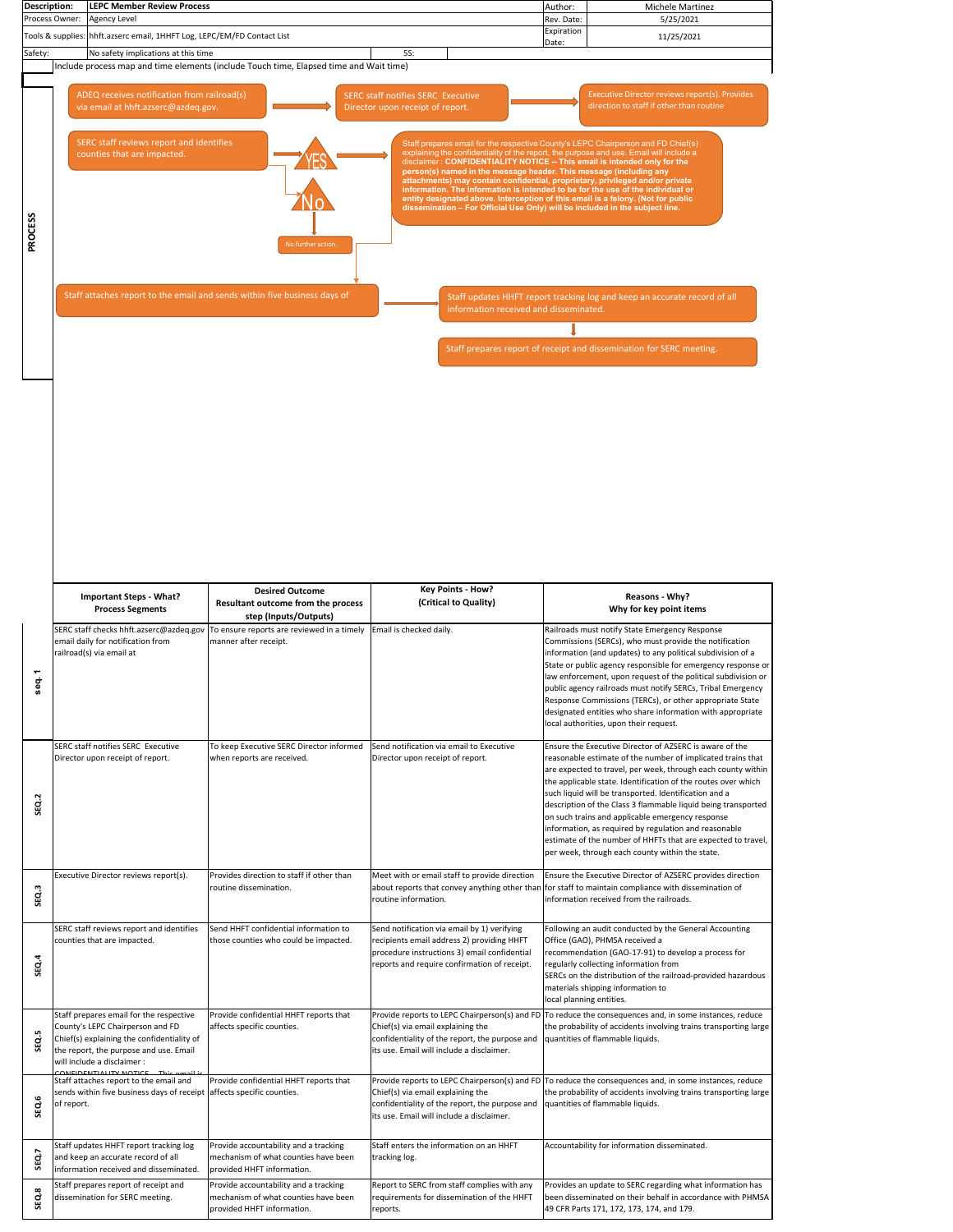| Description: | LEPC Member Review Process | | Author: | Michele Martinez |
|---|---|---|---|---|
| Process Owner: | Agency Level | | Rev. Date: | 5/25/2021 |
| Tools & supplies: | hhft.azserc email, 1HHFT Log, LEPC/EM/FD Contact List | | Expiration Date: | 11/25/2021 |
| Safety: | No safety implications at this time | 5S: | | |

Include process map and time elements (include Touch time, Elapsed time and Wait time)

**PROCESS**

- ADEQ receives notification from railroad(s) via email at hhft.azserc@azdeq.gov.
- SERC staff notifies SERC Executive Director upon receipt of report.
- Executive Director reviews report(s). Provides direction to staff if other than routine
- SERC staff reviews report and identifies counties that are impacted.
  - YES → Staff prepares email for the respective County's LEPC Chairperson and FD Chief(s) explaining the confidentiality of the report, the purpose and use. Email will include a disclaimer : **CONFIDENTIALITY NOTICE -- This email is intended only for the person(s) named in the message header. This message (including any attachments) may contain confidential, proprietary, privileged and/or private information. The information is intended to be for the use of the individual or entity designated above. Interception of this email is a felony. (Not for public dissemination – For Official Use Only) will be included in the subject line.**
  - No → No further action.
- Staff attaches report to the email and sends within five business days of
- Staff updates HHFT report tracking log and keep an accurate record of all information received and disseminated.
- Staff prepares report of receipt and dissemination for SERC meeting.

| | Important Steps - What? Process Segments | Desired Outcome Resultant outcome from the process step (Inputs/Outputs) | Key Points - How? (Critical to Quality) | Reasons - Why? Why for key point items |
|---|---|---|---|---|
| seq. 1 | SERC staff checks hhft.azserc@azdeq.gov email daily for notification from railroad(s) via email at | To ensure reports are reviewed in a timely manner after receipt. | Email is checked daily. | Railroads must notify State Emergency Response Commissions (SERCs), who must provide the notification information (and updates) to any political subdivision of a State or public agency responsible for emergency response or law enforcement, upon request of the political subdivision or public agency railroads must notify SERCs, Tribal Emergency Response Commissions (TERCs), or other appropriate State designated entities who share information with appropriate local authorities, upon their request. |
| SEQ.2 | SERC staff notifies SERC Executive Director upon receipt of report. | To keep Executive SERC Director informed when reports are received. | Send notification via email to Executive Director upon receipt of report. | Ensure the Executive Director of AZSERC is aware of the reasonable estimate of the number of implicated trains that are expected to travel, per week, through each county within the applicable state. Identification of the routes over which such liquid will be transported. Identification and a description of the Class 3 flammable liquid being transported on such trains and applicable emergency response information, as required by regulation and reasonable estimate of the number of HHFTs that are expected to travel, per week, through each county within the state. |
| SEQ.3 | Executive Director reviews report(s). | Provides direction to staff if other than routine dissemination. | Meet with or email staff to provide direction about reports that convey anything other than routine information. | Ensure the Executive Director of AZSERC provides direction for staff to maintain compliance with dissemination of information received from the railroads. |
| SEQ.4 | SERC staff reviews report and identifies counties that are impacted. | Send HHFT confidential information to those counties who could be impacted. | Send notification via email by 1) verifying recipients email address 2) providing HHFT procedure instructions 3) email confidential reports and require confirmation of receipt. | Following an audit conducted by the General Accounting Office (GAO), PHMSA received a recommendation (GAO-17-91) to develop a process for regularly collecting information from SERCs on the distribution of the railroad-provided hazardous materials shipping information to local planning entities. |
| SEQ.5 | Staff prepares email for the respective County's LEPC Chairperson and FD Chief(s) explaining the confidentiality of the report, the purpose and use. Email will include a disclaimer : CONFIDENTIALITY NOTICE -- This email is | Provide confidential HHFT reports that affects specific counties. | Provide reports to LEPC Chairperson(s) and FD Chief(s) via email explaining the confidentiality of the report, the purpose and its use. Email will include a disclaimer. | To reduce the consequences and, in some instances, reduce the probability of accidents involving trains transporting large quantities of flammable liquids. |
| SEQ.6 | Staff attaches report to the email and sends within five business days of receipt of report. | Provide confidential HHFT reports that affects specific counties. | Provide reports to LEPC Chairperson(s) and FD Chief(s) via email explaining the confidentiality of the report, the purpose and its use. Email will include a disclaimer. | To reduce the consequences and, in some instances, reduce the probability of accidents involving trains transporting large quantities of flammable liquids. |
| SEQ.7 | Staff updates HHFT report tracking log and keep an accurate record of all information received and disseminated. | Provide accountability and a tracking mechanism of what counties have been provided HHFT information. | Staff enters the information on an HHFT tracking log. | Accountability for information disseminated. |
| SEQ.8 | Staff prepares report of receipt and dissemination for SERC meeting. | Provide accountability and a tracking mechanism of what counties have been provided HHFT information. | Report to SERC from staff complies with any requirements for dissemination of the HHFT reports. | Provides an update to SERC regarding what information has been disseminated on their behalf in accordance with PHMSA 49 CFR Parts 171, 172, 173, 174, and 179. |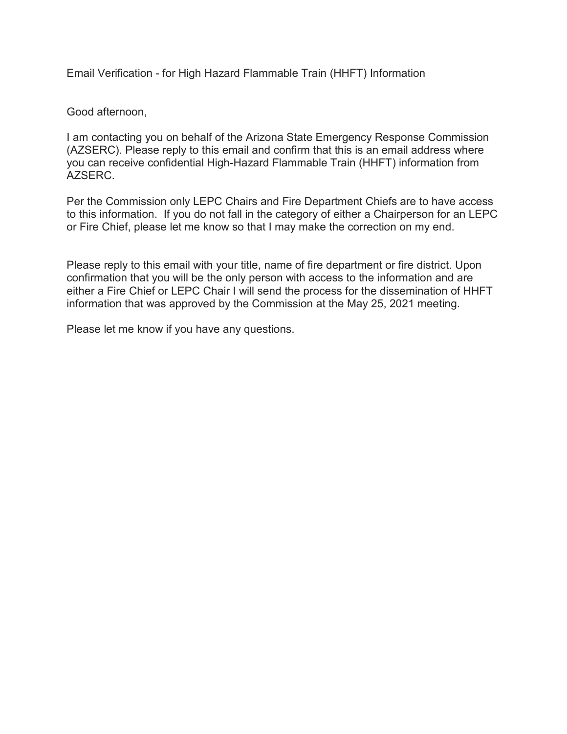Email Verification - for High Hazard Flammable Train (HHFT) Information

Good afternoon,

I am contacting you on behalf of the Arizona State Emergency Response Commission (AZSERC). Please reply to this email and confirm that this is an email address where you can receive confidential High-Hazard Flammable Train (HHFT) information from AZSERC.

Per the Commission only LEPC Chairs and Fire Department Chiefs are to have access to this information. If you do not fall in the category of either a Chairperson for an LEPC or Fire Chief, please let me know so that I may make the correction on my end.

Please reply to this email with your title, name of fire department or fire district. Upon confirmation that you will be the only person with access to the information and are either a Fire Chief or LEPC Chair I will send the process for the dissemination of HHFT information that was approved by the Commission at the May 25, 2021 meeting.

Please let me know if you have any questions.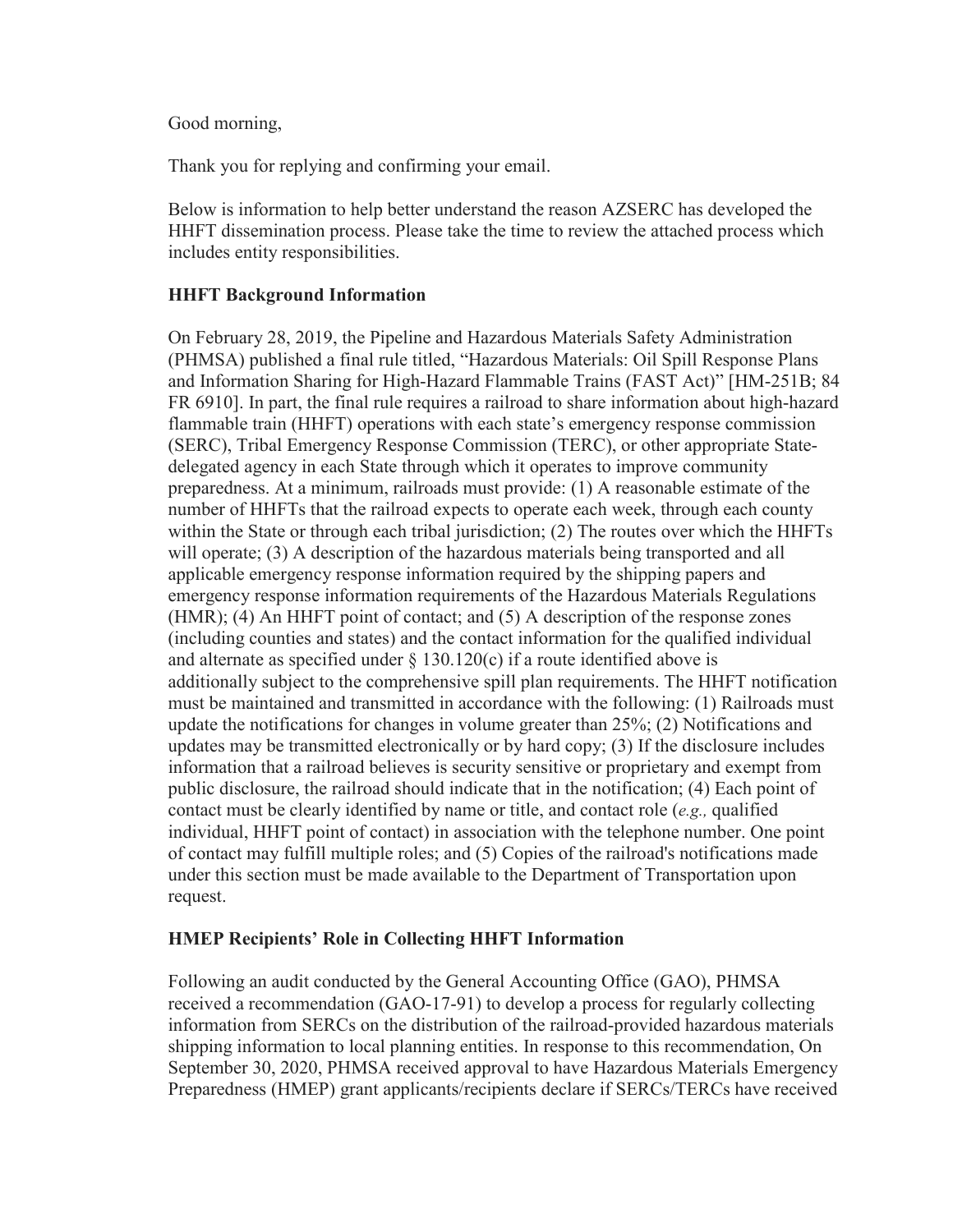Good morning,

Thank you for replying and confirming your email.

Below is information to help better understand the reason AZSERC has developed the HHFT dissemination process. Please take the time to review the attached process which includes entity responsibilities.

**HHFT Background Information**

On February 28, 2019, the Pipeline and Hazardous Materials Safety Administration (PHMSA) published a final rule titled, "Hazardous Materials: Oil Spill Response Plans and Information Sharing for High-Hazard Flammable Trains (FAST Act)" [HM-251B; 84 FR 6910]. In part, the final rule requires a railroad to share information about high-hazard flammable train (HHFT) operations with each state's emergency response commission (SERC), Tribal Emergency Response Commission (TERC), or other appropriate State-delegated agency in each State through which it operates to improve community preparedness. At a minimum, railroads must provide: (1) A reasonable estimate of the number of HHFTs that the railroad expects to operate each week, through each county within the State or through each tribal jurisdiction; (2) The routes over which the HHFTs will operate; (3) A description of the hazardous materials being transported and all applicable emergency response information required by the shipping papers and emergency response information requirements of the Hazardous Materials Regulations (HMR); (4) An HHFT point of contact; and (5) A description of the response zones (including counties and states) and the contact information for the qualified individual and alternate as specified under § 130.120(c) if a route identified above is additionally subject to the comprehensive spill plan requirements. The HHFT notification must be maintained and transmitted in accordance with the following: (1) Railroads must update the notifications for changes in volume greater than 25%; (2) Notifications and updates may be transmitted electronically or by hard copy; (3) If the disclosure includes information that a railroad believes is security sensitive or proprietary and exempt from public disclosure, the railroad should indicate that in the notification; (4) Each point of contact must be clearly identified by name or title, and contact role (*e.g.,* qualified individual, HHFT point of contact) in association with the telephone number. One point of contact may fulfill multiple roles; and (5) Copies of the railroad's notifications made under this section must be made available to the Department of Transportation upon request.

**HMEP Recipients' Role in Collecting HHFT Information**

Following an audit conducted by the General Accounting Office (GAO), PHMSA received a recommendation (GAO-17-91) to develop a process for regularly collecting information from SERCs on the distribution of the railroad-provided hazardous materials shipping information to local planning entities. In response to this recommendation, On September 30, 2020, PHMSA received approval to have Hazardous Materials Emergency Preparedness (HMEP) grant applicants/recipients declare if SERCs/TERCs have received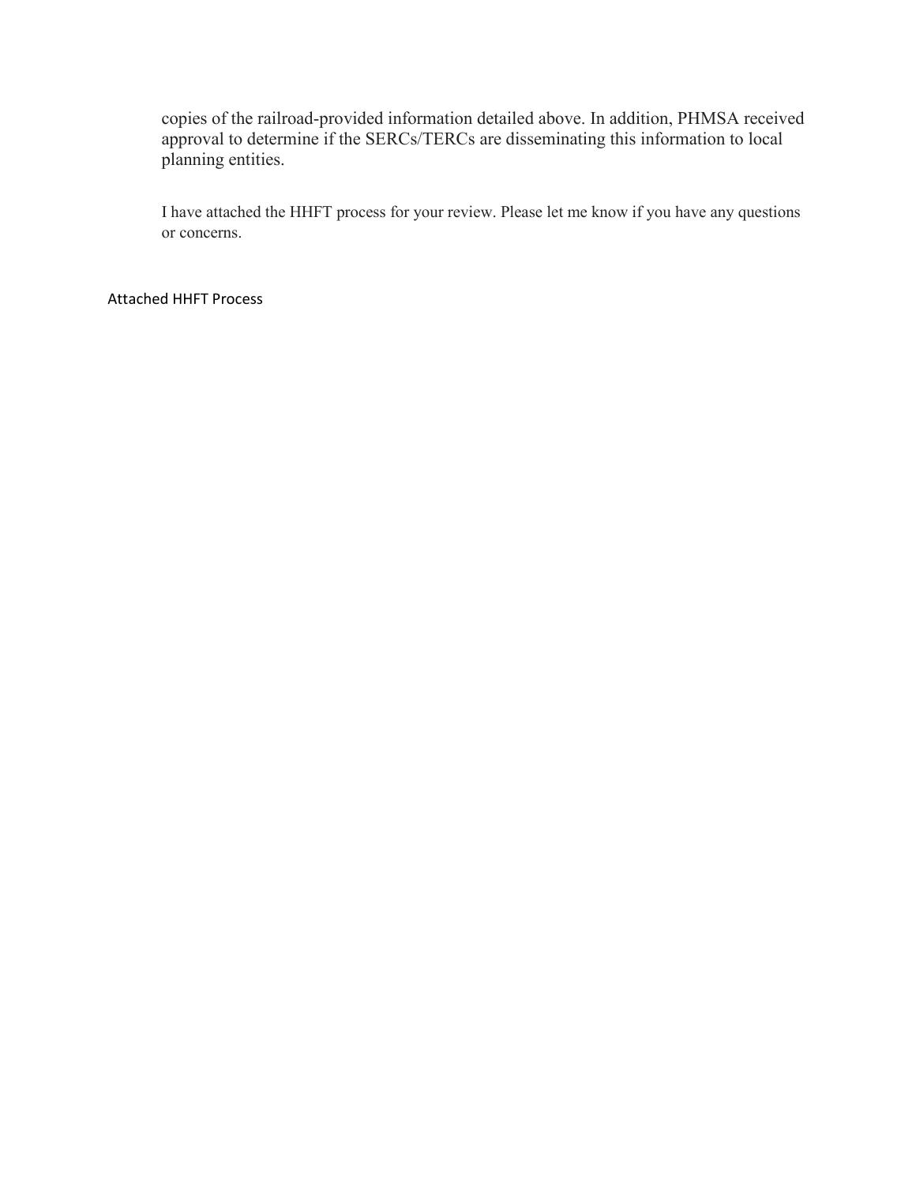copies of the railroad-provided information detailed above. In addition, PHMSA received approval to determine if the SERCs/TERCs are disseminating this information to local planning entities.

I have attached the HHFT process for your review. Please let me know if you have any questions or concerns.

Attached HHFT Process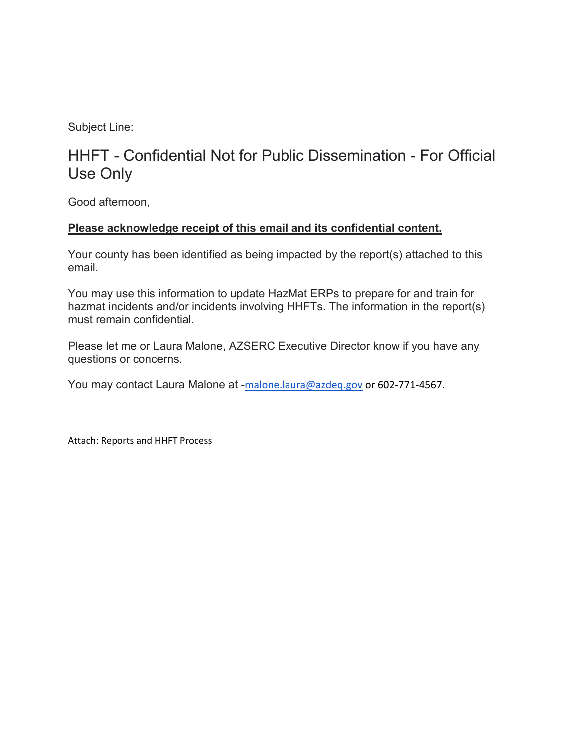Subject Line:

## HHFT - Confidential Not for Public Dissemination - For Official Use Only

Good afternoon,

**Please acknowledge receipt of this email and its confidential content.**

Your county has been identified as being impacted by the report(s) attached to this email.

You may use this information to update HazMat ERPs to prepare for and train for hazmat incidents and/or incidents involving HHFTs. The information in the report(s) must remain confidential.

Please let me or Laura Malone, AZSERC Executive Director know if you have any questions or concerns.

You may contact Laura Malone at -malone.laura@azdeq.gov or 602-771-4567.

Attach: Reports and HHFT Process